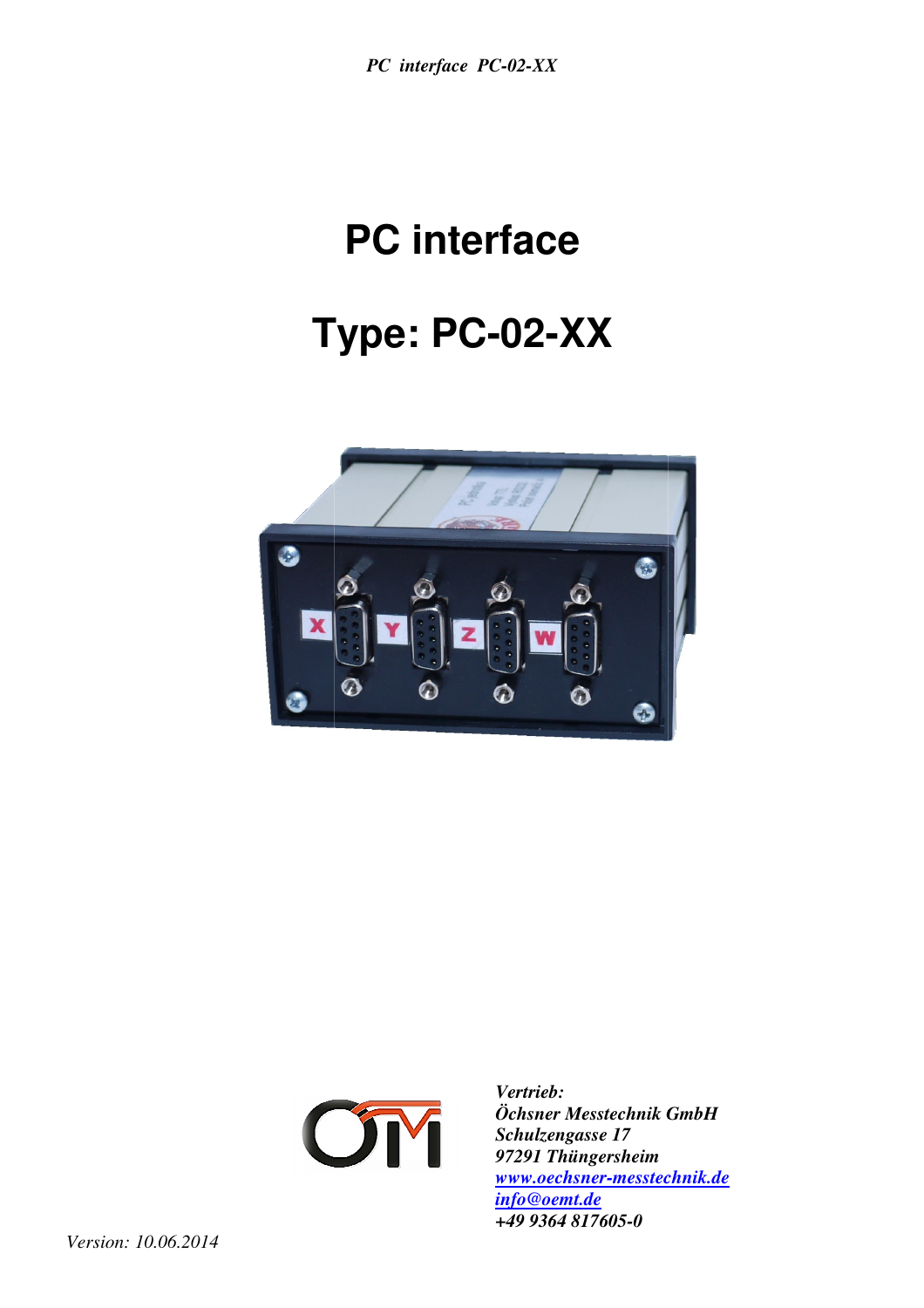# PC interface

# Type: PC-02-XX

*Vertrieb:*
***Öchsner Messtechnik GmbH***
***Schulzengasse 17***
***97291 Thüngersheim***
***www.oechsner-messtechnik.de***
***info@oemt.de***
***+49 9364 817605-0***

*Version: 10.06.2014*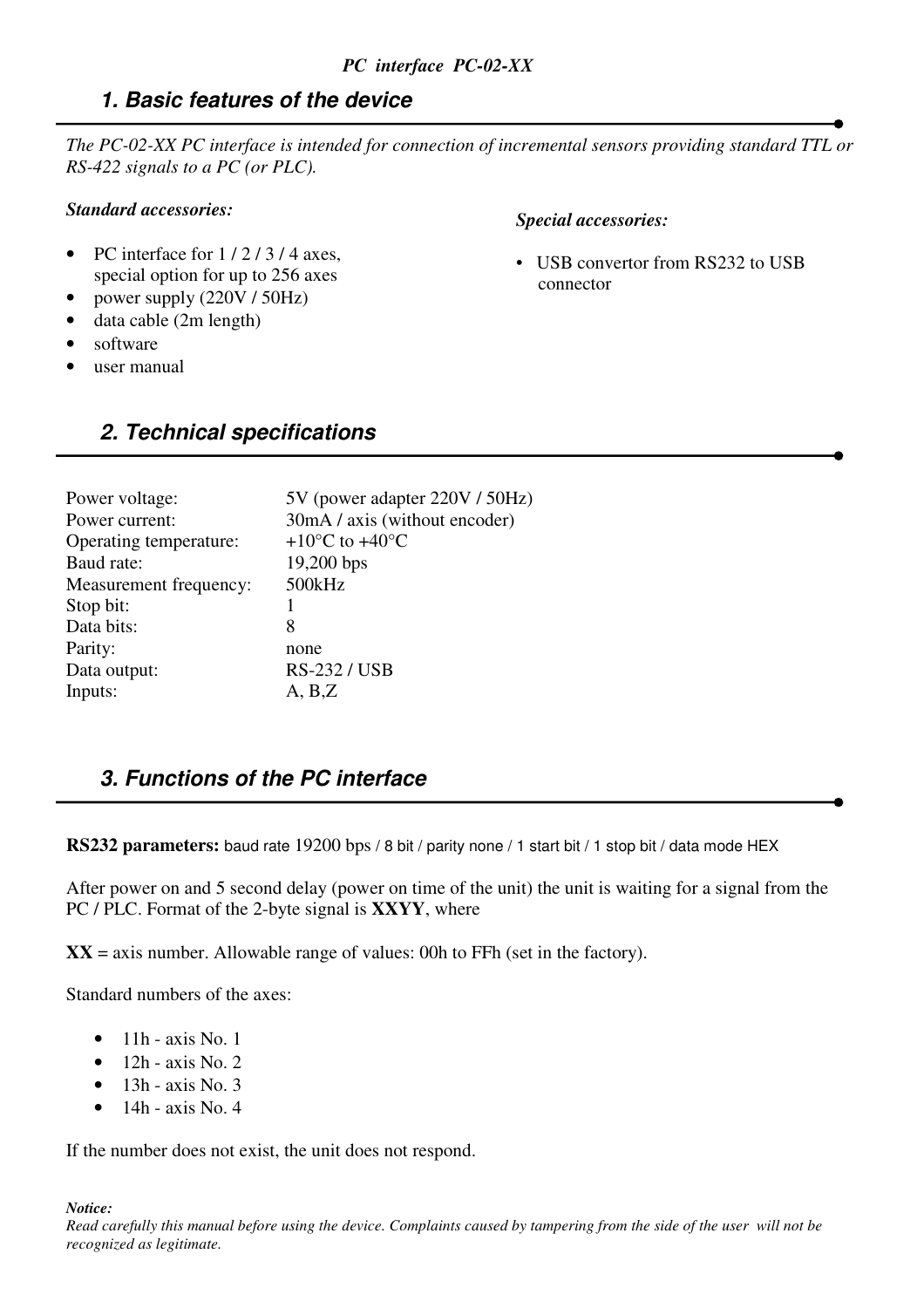*PC interface PC-02-XX*

## *1. Basic features of the device*

*The PC-02-XX PC interface is intended for connection of incremental sensors providing standard TTL or RS-422 signals to a PC (or PLC).*

***Standard accessories:***

- PC interface for 1 / 2 / 3 / 4 axes, special option for up to 256 axes
- power supply (220V / 50Hz)
- data cable (2m length)
- software
- user manual

***Special accessories:***

- USB convertor from RS232 to USB connector

## *2. Technical specifications*

| | |
|---|---|
| Power voltage: | 5V (power adapter 220V / 50Hz) |
| Power current: | 30mA / axis (without encoder) |
| Operating temperature: | +10°C to +40°C |
| Baud rate: | 19,200 bps |
| Measurement frequency: | 500kHz |
| Stop bit: | 1 |
| Data bits: | 8 |
| Parity: | none |
| Data output: | RS-232 / USB |
| Inputs: | A, B,Z |

## *3. Functions of the PC interface*

**RS232 parameters:** baud rate 19200 bps / 8 bit / parity none / 1 start bit / 1 stop bit / data mode HEX

After power on and 5 second delay (power on time of the unit) the unit is waiting for a signal from the PC / PLC. Format of the 2-byte signal is **XXYY**, where

**XX** = axis number. Allowable range of values: 00h to FFh (set in the factory).

Standard numbers of the axes:

- 11h - axis No. 1
- 12h - axis No. 2
- 13h - axis No. 3
- 14h - axis No. 4

If the number does not exist, the unit does not respond.

***Notice:***
*Read carefully this manual before using the device. Complaints caused by tampering from the side of the user will not be recognized as legitimate.*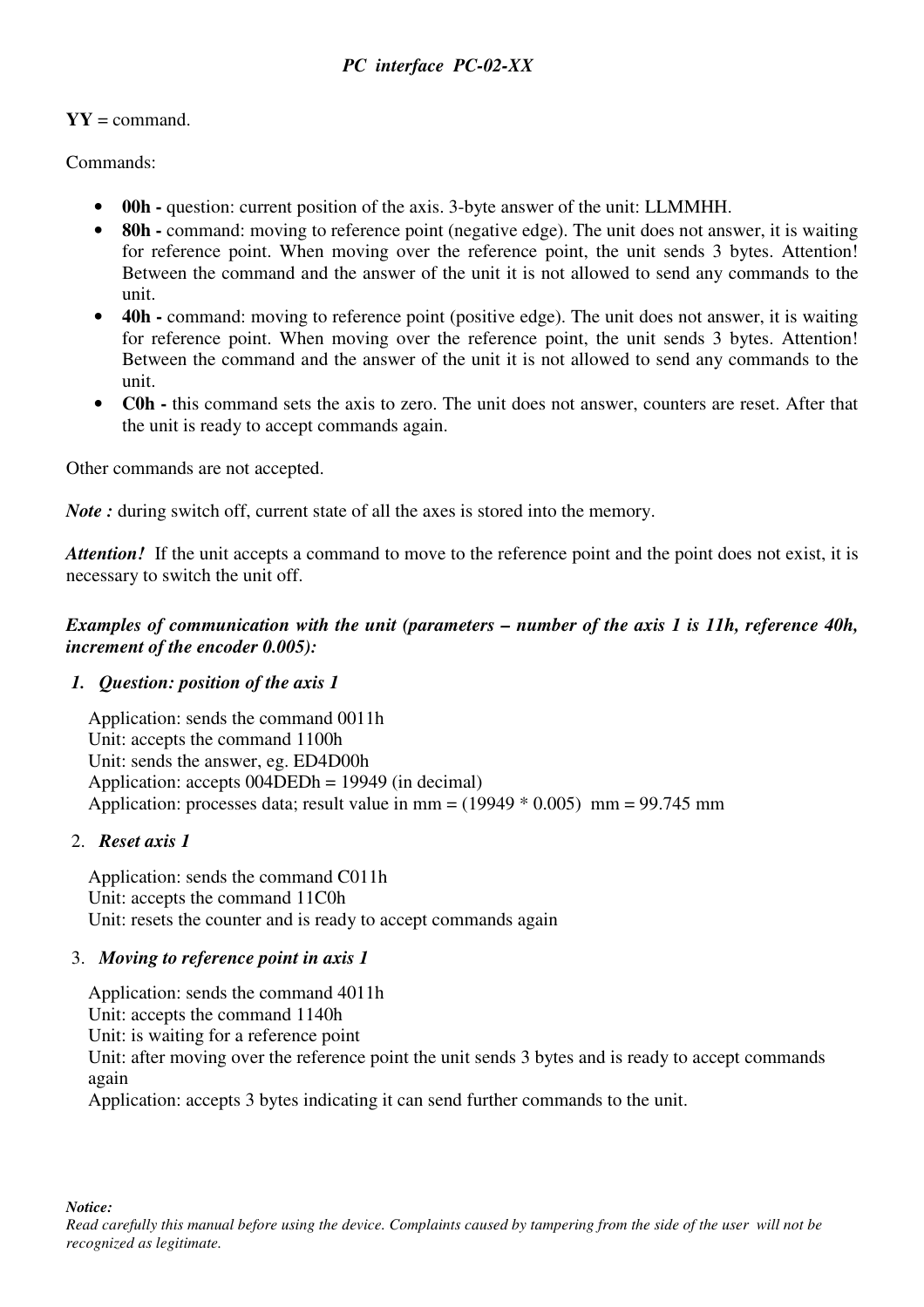**YY** = command.

Commands:

- **00h -** question: current position of the axis. 3-byte answer of the unit: LLMMHH.
- **80h -** command: moving to reference point (negative edge). The unit does not answer, it is waiting for reference point. When moving over the reference point, the unit sends 3 bytes. Attention! Between the command and the answer of the unit it is not allowed to send any commands to the unit.
- **40h -** command: moving to reference point (positive edge). The unit does not answer, it is waiting for reference point. When moving over the reference point, the unit sends 3 bytes. Attention! Between the command and the answer of the unit it is not allowed to send any commands to the unit.
- **C0h -** this command sets the axis to zero. The unit does not answer, counters are reset. After that the unit is ready to accept commands again.

Other commands are not accepted.

***Note :*** during switch off, current state of all the axes is stored into the memory.

***Attention!*** If the unit accepts a command to move to the reference point and the point does not exist, it is necessary to switch the unit off.

***Examples of communication with the unit (parameters – number of the axis 1 is 11h, reference 40h, increment of the encoder 0.005):***

1. ***Question: position of the axis 1***

   Application: sends the command 0011h
   Unit: accepts the command 1100h
   Unit: sends the answer, eg. ED4D00h
   Application: accepts 004DEDh = 19949 (in decimal)
   Application: processes data; result value in mm = (19949 * 0.005) mm = 99.745 mm

2. ***Reset axis 1***

   Application: sends the command C011h
   Unit: accepts the command 11C0h
   Unit: resets the counter and is ready to accept commands again

3. ***Moving to reference point in axis 1***

   Application: sends the command 4011h
   Unit: accepts the command 1140h
   Unit: is waiting for a reference point
   Unit: after moving over the reference point the unit sends 3 bytes and is ready to accept commands again
   Application: accepts 3 bytes indicating it can send further commands to the unit.

***Notice:***
*Read carefully this manual before using the device. Complaints caused by tampering from the side of the user will not be recognized as legitimate.*